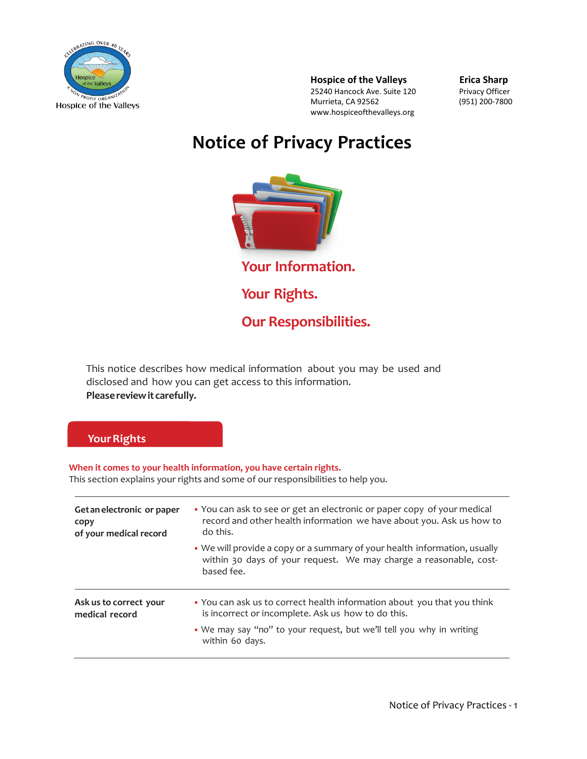Hospice of the Valleys

**Hospice of the Valleys**
25240 Hancock Ave. Suite 120
Murrieta, CA 92562
www.hospiceofthevalleys.org

**Erica Sharp**
Privacy Officer
(951) 200-7800

# Notice of Privacy Practices

**Your Information.**

**Your Rights.**

**Our Responsibilities.**

This notice describes how medical information about you may be used and disclosed and how you can get access to this information.
**Please review it carefully.**

## Your Rights

**When it comes to your health information, you have certain rights.**
This section explains your rights and some of our responsibilities to help you.

| | |
|---|---|
| **Get an electronic or paper copy of your medical record** | • You can ask to see or get an electronic or paper copy of your medical record and other health information we have about you. Ask us how to do this.<br>• We will provide a copy or a summary of your health information, usually within 30 days of your request. We may charge a reasonable, cost-based fee. |
| **Ask us to correct your medical record** | • You can ask us to correct health information about you that you think is incorrect or incomplete. Ask us how to do this.<br>• We may say "no" to your request, but we'll tell you why in writing within 60 days. |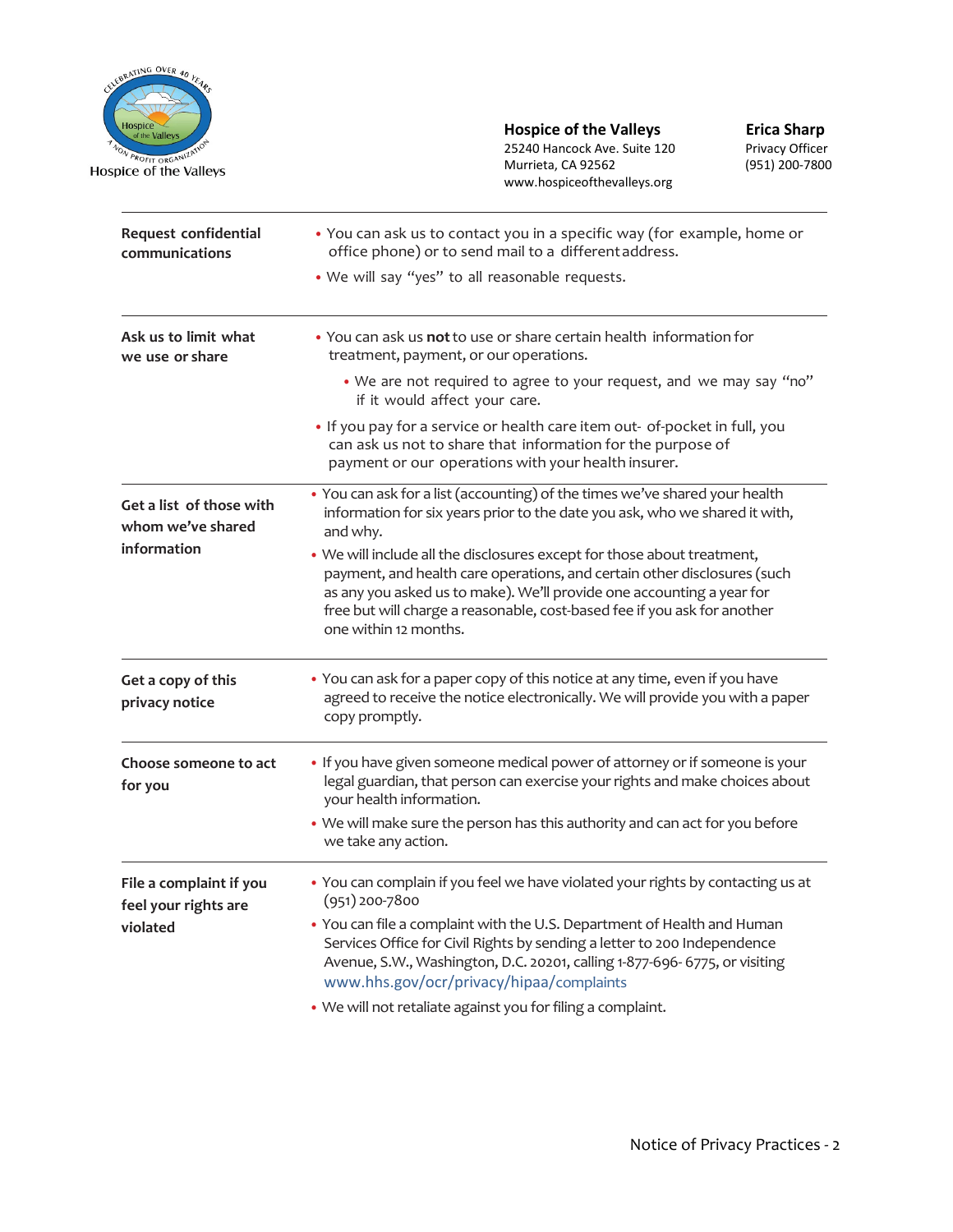Hospice of the Valleys

**Hospice of the Valleys**
25240 Hancock Ave. Suite 120
Murrieta, CA 92562
www.hospiceofthevalleys.org

**Erica Sharp**
Privacy Officer
(951) 200-7800

| | |
|---|---|
| **Request confidential communications** | • You can ask us to contact you in a specific way (for example, home or office phone) or to send mail to a different address.<br>• We will say "yes" to all reasonable requests. |
| **Ask us to limit what we use or share** | • You can ask us **not** to use or share certain health information for treatment, payment, or our operations.<br>• We are not required to agree to your request, and we may say "no" if it would affect your care.<br>• If you pay for a service or health care item out- of-pocket in full, you can ask us not to share that information for the purpose of payment or our operations with your health insurer. |
| **Get a list of those with whom we've shared information** | • You can ask for a list (accounting) of the times we've shared your health information for six years prior to the date you ask, who we shared it with, and why.<br>• We will include all the disclosures except for those about treatment, payment, and health care operations, and certain other disclosures (such as any you asked us to make). We'll provide one accounting a year for free but will charge a reasonable, cost-based fee if you ask for another one within 12 months. |
| **Get a copy of this privacy notice** | • You can ask for a paper copy of this notice at any time, even if you have agreed to receive the notice electronically. We will provide you with a paper copy promptly. |
| **Choose someone to act for you** | • If you have given someone medical power of attorney or if someone is your legal guardian, that person can exercise your rights and make choices about your health information.<br>• We will make sure the person has this authority and can act for you before we take any action. |
| **File a complaint if you feel your rights are violated** | • You can complain if you feel we have violated your rights by contacting us at (951) 200-7800<br>• You can file a complaint with the U.S. Department of Health and Human Services Office for Civil Rights by sending a letter to 200 Independence Avenue, S.W., Washington, D.C. 20201, calling 1-877-696- 6775, or visiting www.hhs.gov/ocr/privacy/hipaa/complaints<br>• We will not retaliate against you for filing a complaint. |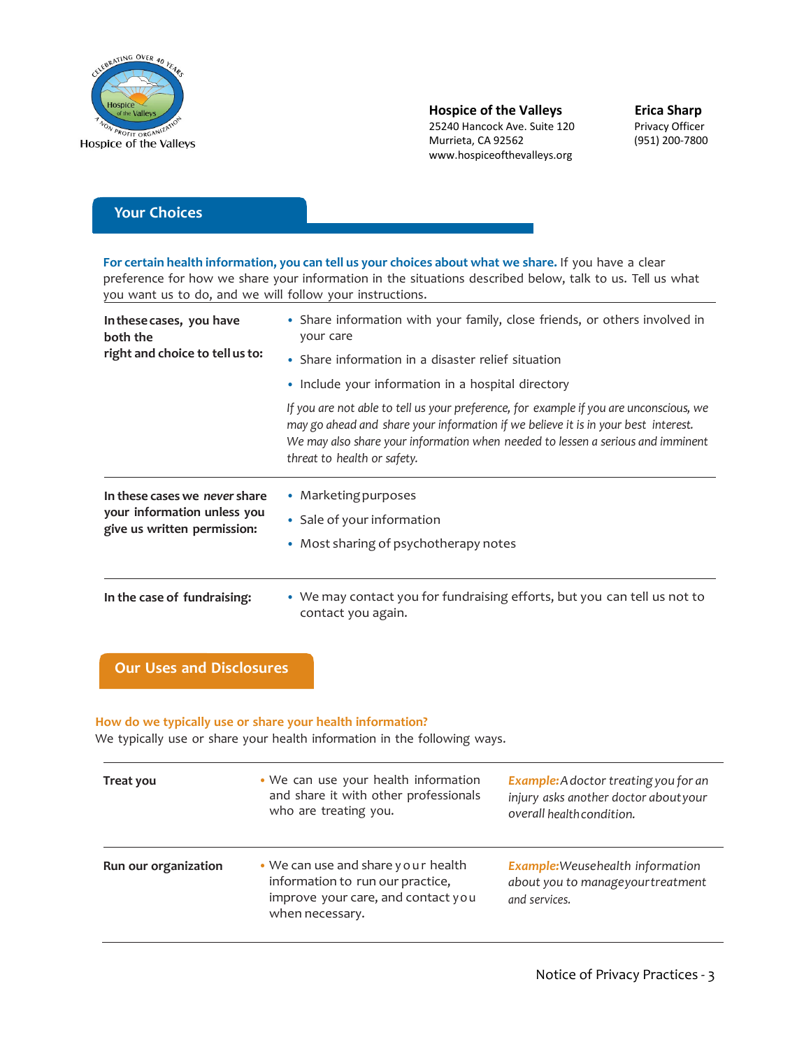Hospice of the Valleys

**Hospice of the Valleys**
25240 Hancock Ave. Suite 120
Murrieta, CA 92562
www.hospiceofthevalleys.org

**Erica Sharp**
Privacy Officer
(951) 200-7800

## Your Choices

**For certain health information, you can tell us your choices about what we share.** If you have a clear preference for how we share your information in the situations described below, talk to us. Tell us what you want us to do, and we will follow your instructions.

| | |
|---|---|
| **In these cases, you have both the right and choice to tell us to:** | • Share information with your family, close friends, or others involved in your care<br>• Share information in a disaster relief situation<br>• Include your information in a hospital directory<br><br>*If you are not able to tell us your preference, for example if you are unconscious, we may go ahead and share your information if we believe it is in your best interest. We may also share your information when needed to lessen a serious and imminent threat to health or safety.* |
| **In these cases we *never* share your information unless you give us written permission:** | • Marketing purposes<br>• Sale of your information<br>• Most sharing of psychotherapy notes |
| **In the case of fundraising:** | • We may contact you for fundraising efforts, but you can tell us not to contact you again. |

## Our Uses and Disclosures

**How do we typically use or share your health information?**
We typically use or share your health information in the following ways.

| | | |
|---|---|---|
| **Treat you** | • We can use your health information and share it with other professionals who are treating you. | ***Example:*** *A doctor treating you for an injury asks another doctor about your overall health condition.* |
| **Run our organization** | • We can use and share your health information to run our practice, improve your care, and contact you when necessary. | ***Example:*** *We use health information about you to manage your treatment and services.* |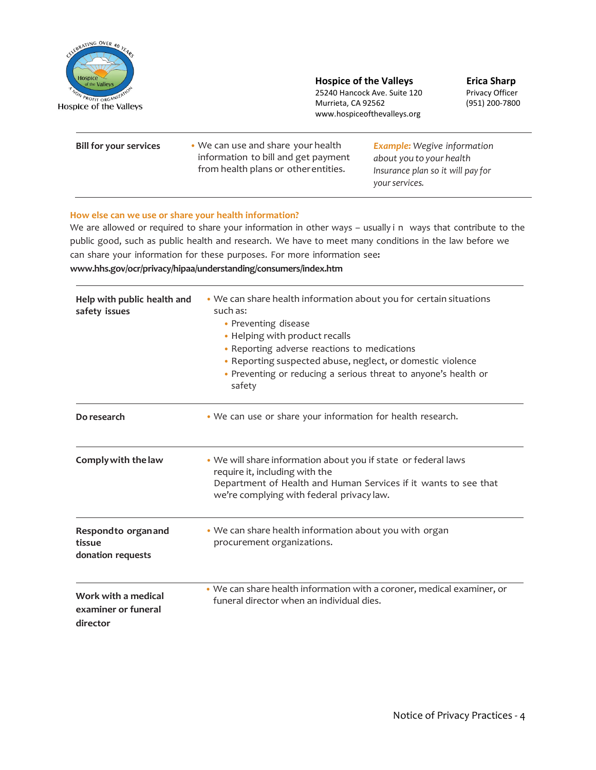Hospice of the Valleys

**Hospice of the Valleys**
25240 Hancock Ave. Suite 120
Murrieta, CA 92562
www.hospiceofthevalleys.org

**Erica Sharp**
Privacy Officer
(951) 200-7800

| | | |
|---|---|---|
| **Bill for your services** | • We can use and share your health information to bill and get payment from health plans or other entities. | ***Example:*** *We give information about you to your health Insurance plan so it will pay for your services.* |

### How else can we use or share your health information?

We are allowed or required to share your information in other ways – usually in ways that contribute to the public good, such as public health and research. We have to meet many conditions in the law before we can share your information for these purposes. For more information see: **www.hhs.gov/ocr/privacy/hipaa/understanding/consumers/index.htm**

| | |
|---|---|
| **Help with public health and safety issues** | • We can share health information about you for certain situations such as:<br>• Preventing disease<br>• Helping with product recalls<br>• Reporting adverse reactions to medications<br>• Reporting suspected abuse, neglect, or domestic violence<br>• Preventing or reducing a serious threat to anyone's health or safety |
| **Do research** | • We can use or share your information for health research. |
| **Comply with the law** | • We will share information about you if state or federal laws require it, including with the Department of Health and Human Services if it wants to see that we're complying with federal privacy law. |
| **Respond to organ and tissue donation requests** | • We can share health information about you with organ procurement organizations. |
| **Work with a medical examiner or funeral director** | • We can share health information with a coroner, medical examiner, or funeral director when an individual dies. |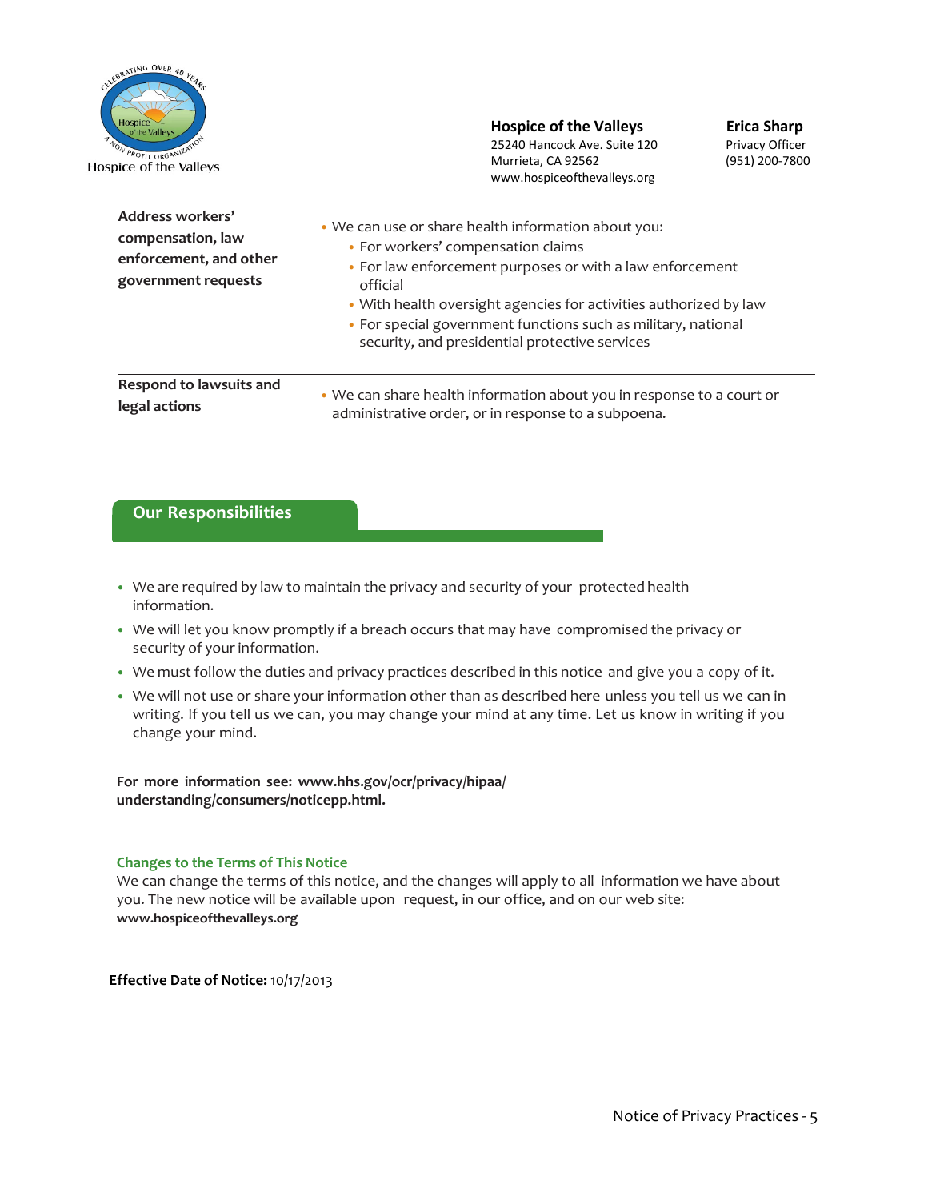Hospice of the Valleys

**Hospice of the Valleys**
25240 Hancock Ave. Suite 120
Murrieta, CA 92562
www.hospiceofthevalleys.org

**Erica Sharp**
Privacy Officer
(951) 200-7800

| | |
|---|---|
| **Address workers' compensation, law enforcement, and other government requests** | • We can use or share health information about you:<br>• For workers' compensation claims<br>• For law enforcement purposes or with a law enforcement official<br>• With health oversight agencies for activities authorized by law<br>• For special government functions such as military, national security, and presidential protective services |
| **Respond to lawsuits and legal actions** | • We can share health information about you in response to a court or administrative order, or in response to a subpoena. |

## Our Responsibilities

- We are required by law to maintain the privacy and security of your protected health information.
- We will let you know promptly if a breach occurs that may have compromised the privacy or security of your information.
- We must follow the duties and privacy practices described in this notice and give you a copy of it.
- We will not use or share your information other than as described here unless you tell us we can in writing. If you tell us we can, you may change your mind at any time. Let us know in writing if you change your mind.

**For more information see: www.hhs.gov/ocr/privacy/hipaa/understanding/consumers/noticepp.html.**

### Changes to the Terms of This Notice

We can change the terms of this notice, and the changes will apply to all information we have about you. The new notice will be available upon request, in our office, and on our web site: **www.hospiceofthevalleys.org**

**Effective Date of Notice:** 10/17/2013